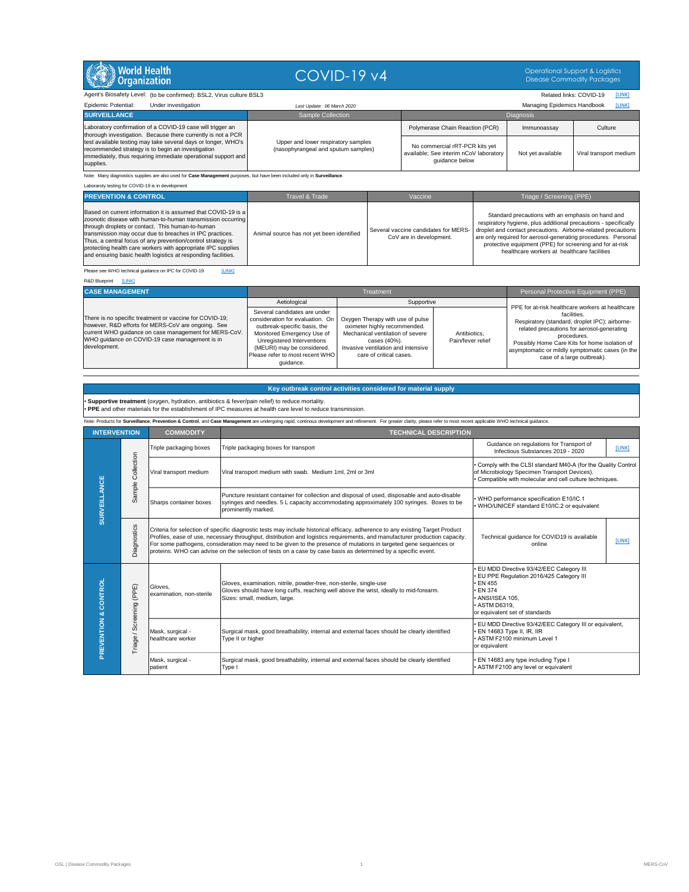# World Health Organization — COVID-19 v4

Operational Support & Logistics
Disease Commodity Packages

Agent's Biosafety Level: (to be confirmed): BSL2, Virus culture BSL3

Related links: COVID-19 [LINK]

Epidemic Potential: Under investigation

*Last Update: 06 March 2020*

Managing Epidemics Handbook [LINK]

| SURVEILLANCE | Sample Collection | Diagnosis | | |
|---|---|---|---|---|
| | | Polymerase Chain Reaction (PCR) | Immunoassay | Culture |
| Laboratory confirmation of a COVID-19 case will trigger an thorough investigation. Because there currently is not a PCR test available testing may take several days or longer, WHO's recommended strategy is to begin an investigation immediately, thus requiring immediate operational support and supplies. | Upper and lower respiratory samples (nasophyrangeal and sputum samples) | No commercial rRT-PCR kits yet available; See interim nCoV laboratory guidance below | Not yet available | Viral transport medium |

Note: Many diagnostics supplies are also used for **Case Management** purposes, but have been included only in **Surveillance**.

Laboraroty testing for COVID-19 is in development

| PREVENTION & CONTROL | Travel & Trade | Vaccine | Triage / Screening (PPE) |
|---|---|---|---|
| Based on current information it is assumed that COVID-19 is a zoonotic disease with human-to-human transmission occurring through droplets or contact. This human-to-human transmission may occur due to breaches in IPC practices. Thus, a central focus of any prevention/control strategy is protecting health care workers with appropriate IPC supplies and ensuring basic health logistics at responding facilities. | Animal source has not yet been identified | Several vaccine candidates for MERS-CoV are in development. | Standard precautions with an emphasis on hand and respiratory hygiene, plus additional precautions - specifically droplet and contact precautions. Airborne-related precautions are only required for aerosol-generating procedures. Personal protective equipment (PPE) for screening and for at-risk healthcare workers at healthcare facilities |

Please see WHO technical guidance on IPC for COVID-19 [LINK]

R&D Blueprint [LINK]

| CASE MANAGEMENT | Treatment | | | Personal Protective Equipment (PPE) |
|---|---|---|---|---|
| | Aetiological | Supportive | | |
| There is no specific treatment or vaccine for COVID-19; however, R&D efforts for MERS-CoV are ongoing. See current WHO guidance on case management for MERS-CoV. WHO guidance on COVID-19 case management is in development. | Several candidates are under consideration for evaluation. On outbreak-specific basis, the Monitored Emergency Use of Unregistered Interventions (MEURI) may be considered. Please refer to most recent WHO guidance. | Oxygen Therapy with use of pulse oximeter highly recommended. Mechanical ventilation of severe cases (40%). Invasive ventilation and intensive care of critical cases. | Antibiotics, Pain/fever relief | PPE for at-risk healthcare workers at healthcare facilities. Respiratory (standard, droplet IPC); airborne-related precautions for aerosol-generating procedures. Possibly Home Care Kits for home isolation of asymptomatic or mildly symptomatic cases (in the case of a large outbreak). |

## Key outbreak control activities considered for material supply

- **Supportive treatment** (oxygen, hydration, antibiotics & fever/pain relief) to reduce mortality.
- **PPE** and other materials for the establishment of IPC measures at health care level to reduce transmission.

Note: Products for **Surveillance**, **Prevention & Control**, and **Case Management** are undergoing rapid, continous development and refinement. For greater clarity, please refer to most recent applicable WHO technical guidance.

| INTERVENTION | | COMMODITY | TECHNICAL DESCRIPTION | | |
|---|---|---|---|---|---|
| SURVEILLANCE | Sample Collection | Triple packaging boxes | Triple packaging boxes for transport | Guidance on regulations for Transport of Infectious Substances 2019 - 2020 | [LINK] |
| | | Viral transport medium | Viral transport medium with swab. Medium 1ml, 2ml or 3ml | • Comply with the CLSI standard M40-A (for the Quality Control of Microbiology Specimen Transport Devices).<br>• Compatible with molecular and cell culture techniques. | |
| | | Sharps container boxes | Puncture resistant container for collection and disposal of used, disposable and auto-disable syringes and needles. 5 L capacity accommodating approximately 100 syringes. Boxes to be prominently marked. | • WHO performance specification E10/IC.1<br>• WHO/UNICEF standard E10/IC.2 or equivalent | |
| | Diagnostics | Criteria for selection of specific diagnostic tests may include historical efficacy, adherence to any existing Target Product Profiles, ease of use, necessary throughput, distribution and logistics requirements, and manufacturer production capacity. For some pathogens, consideration may need to be given to the presence of mutations in targeted gene sequences or proteins. WHO can advise on the selection of tests on a case by case basis as determined by a specific event. | | Technical guidance for COVID19 is available online | [LINK] |
| PREVENTION & CONTROL | Triage / Screening (PPE) | Gloves, examination, non-sterile | Gloves, examination, nitrile, powder-free, non-sterile, single-use<br>Gloves should have long cuffs, reaching well above the wrist, ideally to mid-forearm.<br>Sizes: small, medium, large. | • EU MDD Directive 93/42/EEC Category III<br>• EU PPE Regulation 2016/425 Category III<br>• EN 455<br>• EN 374<br>• ANSI/ISEA 105,<br>• ASTM D6319,<br>or equivalent set of standards | |
| | | Mask, surgical - healthcare worker | Surgical mask, good breathability, internal and external faces should be clearly identified<br>Type II or higher | • EU MDD Directive 93/42/EEC Category III or equivalent,<br>• EN 14683 Type II, IR, IIR<br>• ASTM F2100 minimum Level 1<br>or equivalent | |
| | | Mask, surgical - patient | Surgical mask, good breathability, internal and external faces should be clearly identified<br>Type I | • EN 14683 any type including Type I<br>• ASTM F2100 any level or equivalent | |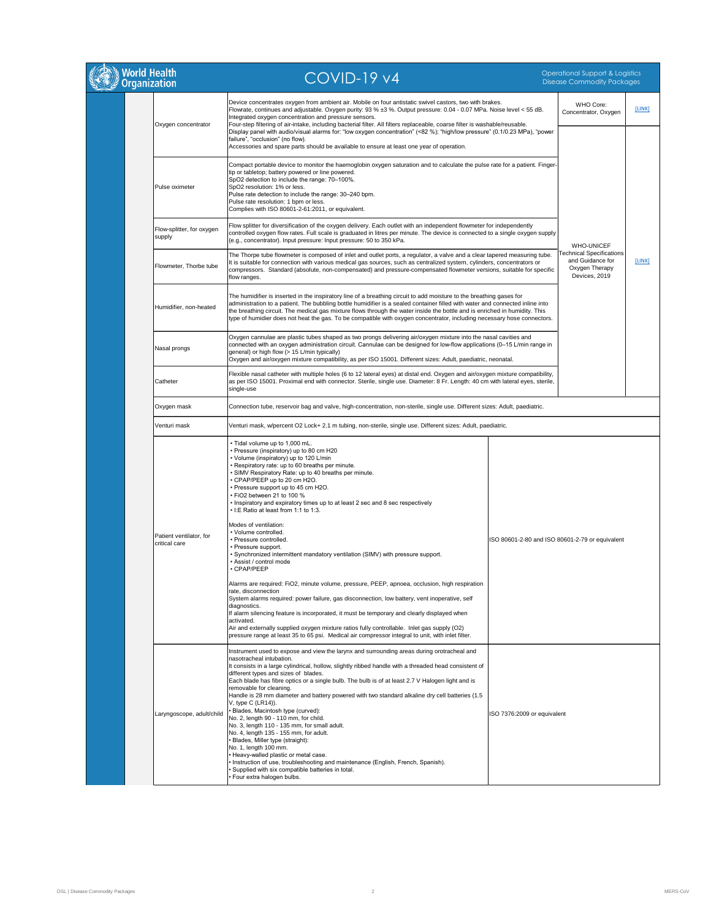| Item | Description | Standard | Link |
|---|---|---|---|
| Oxygen concentrator | Device concentrates oxygen from ambient air. Mobile on four antistatic swivel castors, two with brakes. Flowrate, continues and adjustable. Oxygen purity: 93 % ±3 %. Output pressure: 0.04 - 0.07 MPa. Noise level < 55 dB. Integrated oxygen concentration and pressure sensors. Four-step filtering of air-intake, including bacterial filter. All filters replaceable, coarse filter is washable/reusable. Display panel with audio/visual alarms for: "low oxygen concentration" (<82 %); "high/low pressure" (0.1/0.23 MPa), "power failure", "occlusion" (no flow). Accessories and spare parts should be available to ensure at least one year of operation. | WHO Core: Concentrator, Oxygen | [LINK] |
| Pulse oximeter | Compact portable device to monitor the haemoglobin oxygen saturation and to calculate the pulse rate for a patient. Finger-tip or tabletop; battery powered or line powered. SpO2 detection to include the range: 70–100%. SpO2 resolution: 1% or less. Pulse rate detection to include the range: 30–240 bpm. Pulse rate resolution: 1 bpm or less. Complies with ISO 80601-2-61:2011, or equivalent. | WHO-UNICEF Technical Specifications and Guidance for Oxygen Therapy Devices, 2019 | [LINK] |
| Flow-splitter, for oxygen supply | Flow splitter for diversification of the oxygen delivery. Each outlet with an independent flowmeter for independently controlled oxygen flow rates. Full scale is graduated in litres per minute. The device is connected to a single oxygen supply (e.g., concentrator). Input pressure: Input pressure: 50 to 350 kPa. | | |
| Flowmeter, Thorbe tube | The Thorpe tube flowmeter is composed of inlet and outlet ports, a regulator, a valve and a clear tapered measuring tube. It is suitable for connection with various medical gas sources, such as centralized system, cylinders, concentrators or compressors. Standard (absolute, non-compensated) and pressure-compensated flowmeter versions, suitable for specific flow ranges. | | |
| Humidifier, non-heated | The humidifier is inserted in the inspiratory line of a breathing circuit to add moisture to the breathing gases for administration to a patient. The bubbling bottle humidifier is a sealed container filled with water and connected inline into the breathing circuit. The medical gas mixture flows through the water inside the bottle and is enriched in humidity. This type of humidier does not heat the gas. To be compatible with oxygen concentrator, including necessary hose connectors. | | |
| Nasal prongs | Oxygen cannulae are plastic tubes shaped as two prongs delivering air/oxygen mixture into the nasal cavities and connected with an oxygen administration circuit. Cannulae can be designed for low-flow applications (0–15 L/min range in general) or high flow (> 15 L/min typically) Oxygen and air/oxygen mixture compatibility, as per ISO 15001. Different sizes: Adult, paediatric, neonatal. | | |
| Catheter | Flexible nasal catheter with multiple holes (6 to 12 lateral eyes) at distal end. Oxygen and air/oxygen mixture compatibility, as per ISO 15001. Proximal end with connector. Sterile, single use. Diameter: 8 Fr. Length: 40 cm with lateral eyes, sterile, single-use | | |
| Oxygen mask | Connection tube, reservoir bag and valve, high-concentration, non-sterile, single use. Different sizes: Adult, paediatric. | | |
| Venturi mask | Venturi mask, w/percent O2 Lock+ 2.1 m tubing, non-sterile, single use. Different sizes: Adult, paediatric. | | |
| Patient ventilator, for critical care | • Tidal volume up to 1,000 mL.<br>• Pressure (inspiratory) up to 80 cm H20<br>• Volume (inspiratory) up to 120 L/min<br>• Respiratory rate: up to 60 breaths per minute.<br>• SIMV Respiratory Rate: up to 40 breaths per minute.<br>• CPAP/PEEP up to 20 cm H2O.<br>• Pressure support up to 45 cm H2O.<br>• FiO2 between 21 to 100 %<br>• Inspiratory and expiratory times up to at least 2 sec and 8 sec respectively<br>• I:E Ratio at least from 1:1 to 1:3.<br><br>Modes of ventilation:<br>• Volume controlled.<br>• Pressure controlled.<br>• Pressure support.<br>• Synchronized intermittent mandatory ventilation (SIMV) with pressure support.<br>• Assist / control mode<br>• CPAP/PEEP<br><br>Alarms are required: FiO2, minute volume, pressure, PEEP, apnoea, occlusion, high respiration rate, disconnection<br>System alarms required: power failure, gas disconnection, low battery, vent inoperative, self diagnostics.<br>If alarm silencing feature is incorporated, it must be temporary and clearly displayed when activated.<br>Air and externally supplied oxygen mixture ratios fully controllable. Inlet gas supply (O2) pressure range at least 35 to 65 psi. Medical air compressor integral to unit, with inlet filter. | ISO 80601-2-80 and ISO 80601-2-79 or equivalent | |
| Laryngoscope, adult/child | Instrument used to expose and view the larynx and surrounding areas during orotracheal and nasotracheal intubation.<br>It consists in a large cylindrical, hollow, slightly ribbed handle with a threaded head consistent of different types and sizes of blades.<br>Each blade has fibre optics or a single bulb. The bulb is of at least 2.7 V Halogen light and is removable for cleaning.<br>Handle is 28 mm diameter and battery powered with two standard alkaline dry cell batteries (1.5 V, type C (LR14)).<br>• Blades, Macintosh type (curved):<br>No. 2, length 90 - 110 mm, for child.<br>No. 3, length 110 - 135 mm, for small adult.<br>No. 4, length 135 - 155 mm, for adult.<br>• Blades, Miller type (straight):<br>No. 1, length 100 mm.<br>• Heavy-walled plastic or metal case.<br>• Instruction of use, troubleshooting and maintenance (English, French, Spanish).<br>• Supplied with six compatible batteries in total.<br>• Four extra halogen bulbs. | ISO 7376:2009 or equivalent | |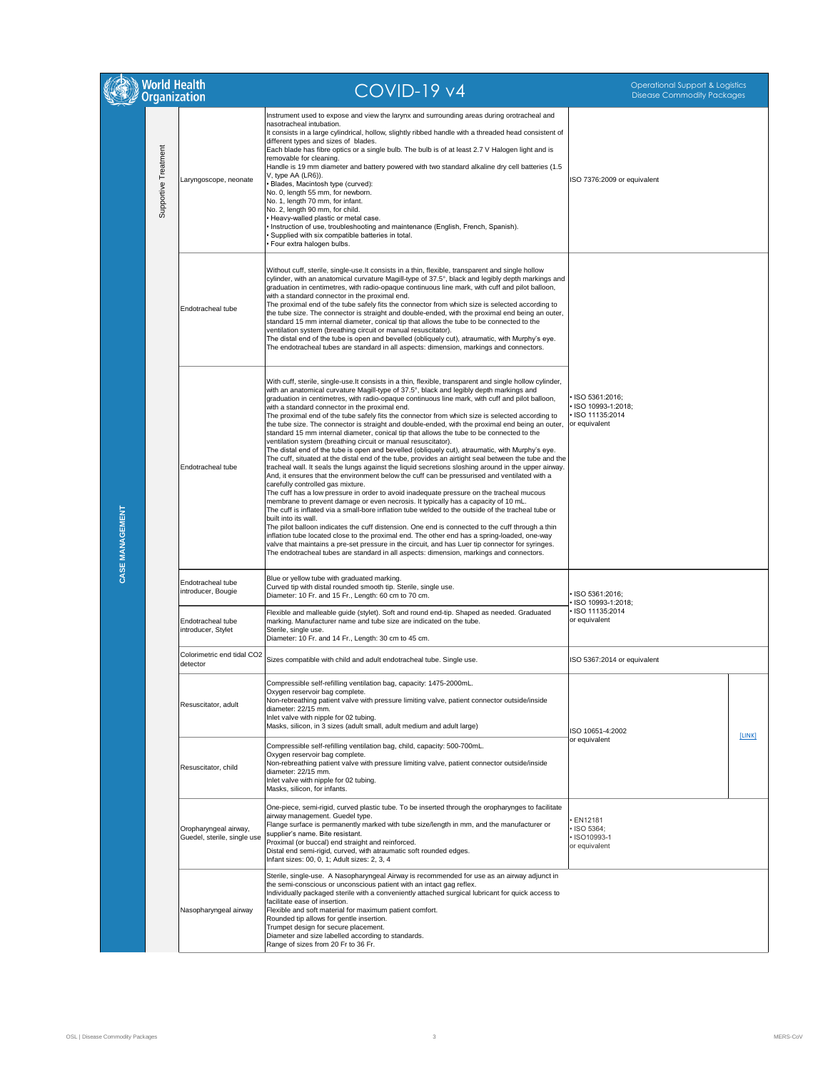# COVID-19 v4

Operational Support & Logistics
Disease Commodity Packages

| Category | Sub-category | Item | Description | Standards | Link |
|---|---|---|---|---|---|
| CASE MANAGEMENT | Supportive Treatment | Laryngoscope, neonate | Instrument used to expose and view the larynx and surrounding areas during orotracheal and nasotracheal intubation.<br>It consists in a large cylindrical, hollow, slightly ribbed handle with a threaded head consistent of different types and sizes of blades.<br>Each blade has fibre optics or a single bulb. The bulb is of at least 2.7 V Halogen light and is removable for cleaning.<br>Handle is 19 mm diameter and battery powered with two standard alkaline dry cell batteries (1.5 V, type AA (LR6)).<br>• Blades, Macintosh type (curved):<br>No. 0, length 55 mm, for newborn.<br>No. 1, length 70 mm, for infant.<br>No. 2, length 90 mm, for child.<br>• Heavy-walled plastic or metal case.<br>• Instruction of use, troubleshooting and maintenance (English, French, Spanish).<br>• Supplied with six compatible batteries in total.<br>• Four extra halogen bulbs. | ISO 7376:2009 or equivalent | |
| | | Endotracheal tube | Without cuff, sterile, single-use.It consists in a thin, flexible, transparent and single hollow cylinder, with an anatomical curvature Magill-type of 37.5°, black and legibly depth markings and graduation in centimetres, with radio-opaque continuous line mark, with cuff and pilot balloon, with a standard connector in the proximal end.<br>The proximal end of the tube safely fits the connector from which size is selected according to the tube size. The connector is straight and double-ended, with the proximal end being an outer, standard 15 mm internal diameter, conical tip that allows the tube to be connected to the ventilation system (breathing circuit or manual resuscitator).<br>The distal end of the tube is open and bevelled (obliquely cut), atraumatic, with Murphy's eye.<br>The endotracheal tubes are standard in all aspects: dimension, markings and connectors. | • ISO 5361:2016;<br>• ISO 10993-1:2018;<br>• ISO 11135:2014<br>or equivalent | |
| | | Endotracheal tube | With cuff, sterile, single-use.It consists in a thin, flexible, transparent and single hollow cylinder, with an anatomical curvature Magill-type of 37.5°, black and legibly depth markings and graduation in centimetres, with radio-opaque continuous line mark, with cuff and pilot balloon, with a standard connector in the proximal end.<br>The proximal end of the tube safely fits the connector from which size is selected according to the tube size. The connector is straight and double-ended, with the proximal end being an outer, standard 15 mm internal diameter, conical tip that allows the tube to be connected to the ventilation system (breathing circuit or manual resuscitator).<br>The distal end of the tube is open and bevelled (obliquely cut), atraumatic, with Murphy's eye.<br>The cuff, situated at the distal end of the tube, provides an airtight seal between the tube and the tracheal wall. It seals the lungs against the liquid secretions sloshing around in the upper airway. And, it ensures that the environment below the cuff can be pressurised and ventilated with a carefully controlled gas mixture.<br>The cuff has a low pressure in order to avoid inadequate pressure on the tracheal mucous membrane to prevent damage or even necrosis. It typically has a capacity of 10 mL.<br>The cuff is inflated via a small-bore inflation tube welded to the outside of the tracheal tube or built into its wall.<br>The pilot balloon indicates the cuff distension. One end is connected to the cuff through a thin inflation tube located close to the proximal end. The other end has a spring-loaded, one-way valve that maintains a pre-set pressure in the circuit, and has Luer tip connector for syringes.<br>The endotracheal tubes are standard in all aspects: dimension, markings and connectors. | | |
| | | Endotracheal tube introducer, Bougie | Blue or yellow tube with graduated marking.<br>Curved tip with distal rounded smooth tip. Sterile, single use.<br>Diameter: 10 Fr. and 15 Fr., Length: 60 cm to 70 cm. | • ISO 5361:2016;<br>• ISO 10993-1:2018;<br>• ISO 11135:2014<br>or equivalent | |
| | | Endotracheal tube introducer, Stylet | Flexible and malleable guide (stylet). Soft and round end-tip. Shaped as needed. Graduated marking. Manufacturer name and tube size are indicated on the tube.<br>Sterile, single use.<br>Diameter: 10 Fr. and 14 Fr., Length: 30 cm to 45 cm. | | |
| | | Colorimetric end tidal $CO_2$ detector | Sizes compatible with child and adult endotracheal tube. Single use. | ISO 5367:2014 or equivalent | |
| | | Resuscitator, adult | Compressible self-refilling ventilation bag, capacity: 1475-2000mL.<br>Oxygen reservoir bag complete.<br>Non-rebreathing patient valve with pressure limiting valve, patient connector outside/inside diameter: 22/15 mm.<br>Inlet valve with nipple for 02 tubing.<br>Masks, silicon, in 3 sizes (adult small, adult medium and adult large) | ISO 10651-4:2002<br>or equivalent | [LINK] |
| | | Resuscitator, child | Compressible self-refilling ventilation bag, child, capacity: 500-700mL.<br>Oxygen reservoir bag complete.<br>Non-rebreathing patient valve with pressure limiting valve, patient connector outside/inside diameter: 22/15 mm.<br>Inlet valve with nipple for 02 tubing.<br>Masks, silicon, for infants. | | |
| | | Oropharyngeal airway, Guedel, sterile, single use | One-piece, semi-rigid, curved plastic tube. To be inserted through the oropharynges to facilitate airway management. Guedel type.<br>Flange surface is permanently marked with tube size/length in mm, and the manufacturer or supplier's name. Bite resistant.<br>Proximal (or buccal) end straight and reinforced.<br>Distal end semi-rigid, curved, with atraumatic soft rounded edges.<br>Infant sizes: 00, 0, 1; Adult sizes: 2, 3, 4 | • EN12181<br>• ISO 5364;<br>• ISO10993-1<br>or equivalent | |
| | | Nasopharyngeal airway | Sterile, single-use. A Nasopharyngeal Airway is recommended for use as an airway adjunct in the semi-conscious or unconscious patient with an intact gag reflex.<br>Individually packaged sterile with a conveniently attached surgical lubricant for quick access to facilitate ease of insertion.<br>Flexible and soft material for maximum patient comfort.<br>Rounded tip allows for gentle insertion.<br>Trumpet design for secure placement.<br>Diameter and size labelled according to standards.<br>Range of sizes from 20 Fr to 36 Fr. | | |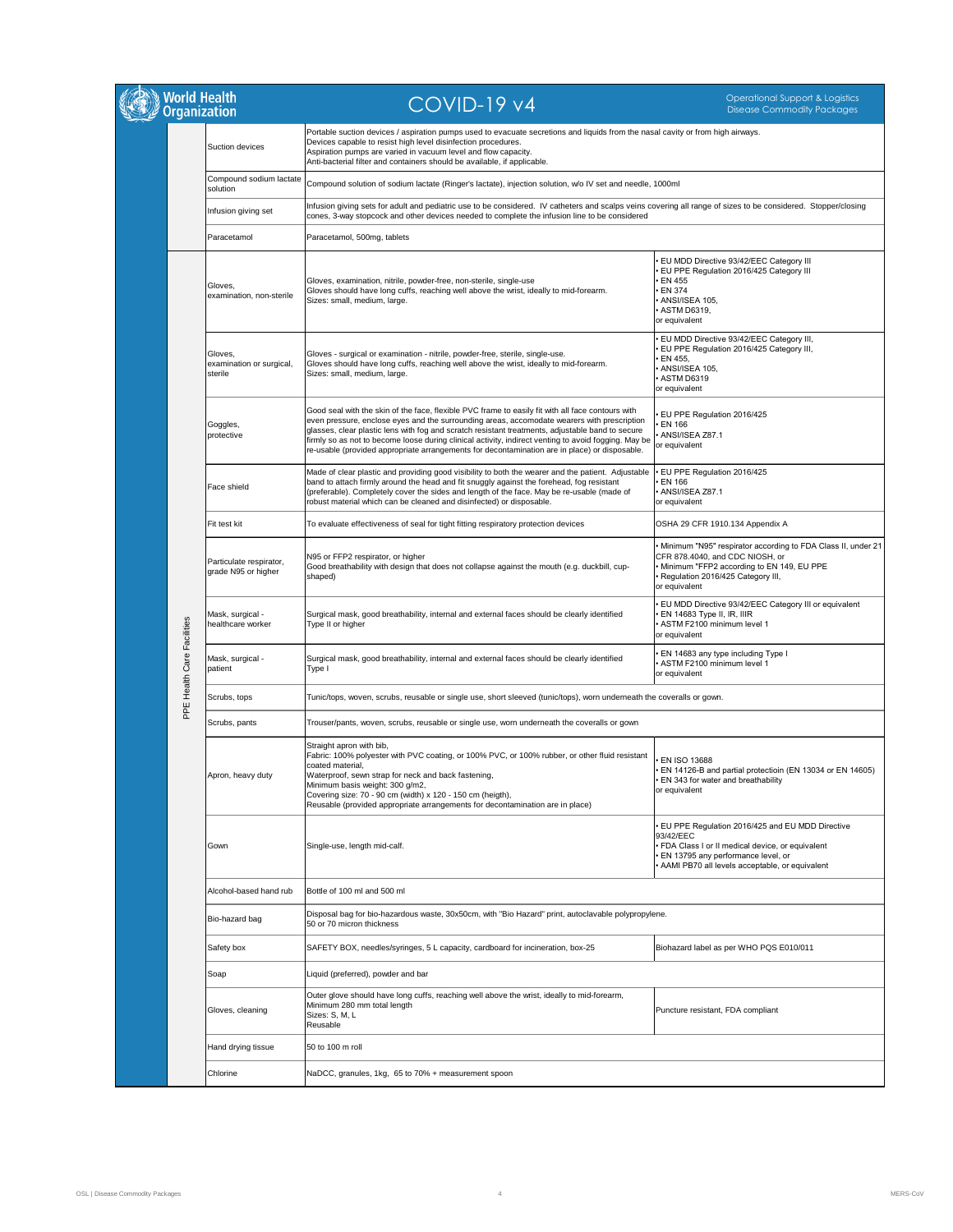| | | | |
|---|---|---|---|
| | Suction devices | Portable suction devices / aspiration pumps used to evacuate secretions and liquids from the nasal cavity or from high airways.<br>Devices capable to resist high level disinfection procedures.<br>Aspiration pumps are varied in vacuum level and flow capacity.<br>Anti-bacterial filter and containers should be available, if applicable. | |
| | Compound sodium lactate solution | Compound solution of sodium lactate (Ringer's lactate), injection solution, w/o IV set and needle, 1000ml | |
| | Infusion giving set | Infusion giving sets for adult and pediatric use to be considered. IV catheters and scalps veins covering all range of sizes to be considered. Stopper/closing cones, 3-way stopcock and other devices needed to complete the infusion line to be considered | |
| | Paracetamol | Paracetamol, 500mg, tablets | |
| PPE Health Care Facilities | Gloves, examination, non-sterile | Gloves, examination, nitrile, powder-free, non-sterile, single-use<br>Gloves should have long cuffs, reaching well above the wrist, ideally to mid-forearm.<br>Sizes: small, medium, large. | • EU MDD Directive 93/42/EEC Category III<br>• EU PPE Regulation 2016/425 Category III<br>• EN 455<br>• EN 374<br>• ANSI/ISEA 105,<br>• ASTM D6319,<br>or equivalent |
| | Gloves, examination or surgical, sterile | Gloves - surgical or examination - nitrile, powder-free, sterile, single-use.<br>Gloves should have long cuffs, reaching well above the wrist, ideally to mid-forearm.<br>Sizes: small, medium, large. | • EU MDD Directive 93/42/EEC Category III,<br>• EU PPE Regulation 2016/425 Category III,<br>• EN 455,<br>• ANSI/ISEA 105,<br>• ASTM D6319<br>or equivalent |
| | Goggles, protective | Good seal with the skin of the face, flexible PVC frame to easily fit with all face contours with even pressure, enclose eyes and the surrounding areas, accomodate wearers with prescription glasses, clear plastic lens with fog and scratch resistant treatments, adjustable band to secure firmly so as not to become loose during clinical activity, indirect venting to avoid fogging. May be re-usable (provided appropriate arrangements for decontamination are in place) or disposable. | • EU PPE Regulation 2016/425<br>• EN 166<br>• ANSI/ISEA Z87.1<br>or equivalent |
| | Face shield | Made of clear plastic and providing good visibility to both the wearer and the patient. Adjustable band to attach firmly around the head and fit snuggly against the forehead, fog resistant (preferable). Completely cover the sides and length of the face. May be re-usable (made of robust material which can be cleaned and disinfected) or disposable. | • EU PPE Regulation 2016/425<br>• EN 166<br>• ANSI/ISEA Z87.1<br>or equivalent |
| | Fit test kit | To evaluate effectiveness of seal for tight fitting respiratory protection devices | OSHA 29 CFR 1910.134 Appendix A |
| | Particulate respirator, grade N95 or higher | N95 or FFP2 respirator, or higher<br>Good breathability with design that does not collapse against the mouth (e.g. duckbill, cup-shaped) | • Minimum "N95" respirator according to FDA Class II, under 21 CFR 878.4040, and CDC NIOSH, or<br>• Minimum "FFP2 according to EN 149, EU PPE<br>• Regulation 2016/425 Category III,<br>or equivalent |
| | Mask, surgical - healthcare worker | Surgical mask, good breathability, internal and external faces should be clearly identified<br>Type II or higher | • EU MDD Directive 93/42/EEC Category III or equivalent<br>• EN 14683 Type II, IR, IIIR<br>• ASTM F2100 minimum level 1<br>or equivalent |
| | Mask, surgical - patient | Surgical mask, good breathability, internal and external faces should be clearly identified<br>Type I | • EN 14683 any type including Type I<br>• ASTM F2100 minimum level 1<br>or equivalent |
| | Scrubs, tops | Tunic/tops, woven, scrubs, reusable or single use, short sleeved (tunic/tops), worn underneath the coveralls or gown. | |
| | Scrubs, pants | Trouser/pants, woven, scrubs, reusable or single use, worn underneath the coveralls or gown | |
| | Apron, heavy duty | Straight apron with bib,<br>Fabric: 100% polyester with PVC coating, or 100% PVC, or 100% rubber, or other fluid resistant coated material,<br>Waterproof, sewn strap for neck and back fastening,<br>Minimum basis weight: 300 g/m2,<br>Covering size: 70 - 90 cm (width) x 120 - 150 cm (heigth),<br>Reusable (provided appropriate arrangements for decontamination are in place) | • EN ISO 13688<br>• EN 14126-B and partial protectioin (EN 13034 or EN 14605)<br>• EN 343 for water and breathability<br>or equivalent |
| | Gown | Single-use, length mid-calf. | • EU PPE Regulation 2016/425 and EU MDD Directive 93/42/EEC<br>• FDA Class I or II medical device, or equivalent<br>• EN 13795 any performance level, or<br>• AAMI PB70 all levels acceptable, or equivalent |
| | Alcohol-based hand rub | Bottle of 100 ml and 500 ml | |
| | Bio-hazard bag | Disposal bag for bio-hazardous waste, 30x50cm, with "Bio Hazard" print, autoclavable polypropylene.<br>50 or 70 micron thickness | |
| | Safety box | SAFETY BOX, needles/syringes, 5 L capacity, cardboard for incineration, box-25 | Biohazard label as per WHO PQS E010/011 |
| | Soap | Liquid (preferred), powder and bar | |
| | Gloves, cleaning | Outer glove should have long cuffs, reaching well above the wrist, ideally to mid-forearm,<br>Minimum 280 mm total length<br>Sizes: S, M, L<br>Reusable | Puncture resistant, FDA compliant |
| | Hand drying tissue | 50 to 100 m roll | |
| | Chlorine | NaDCC, granules, 1kg, 65 to 70% + measurement spoon | |